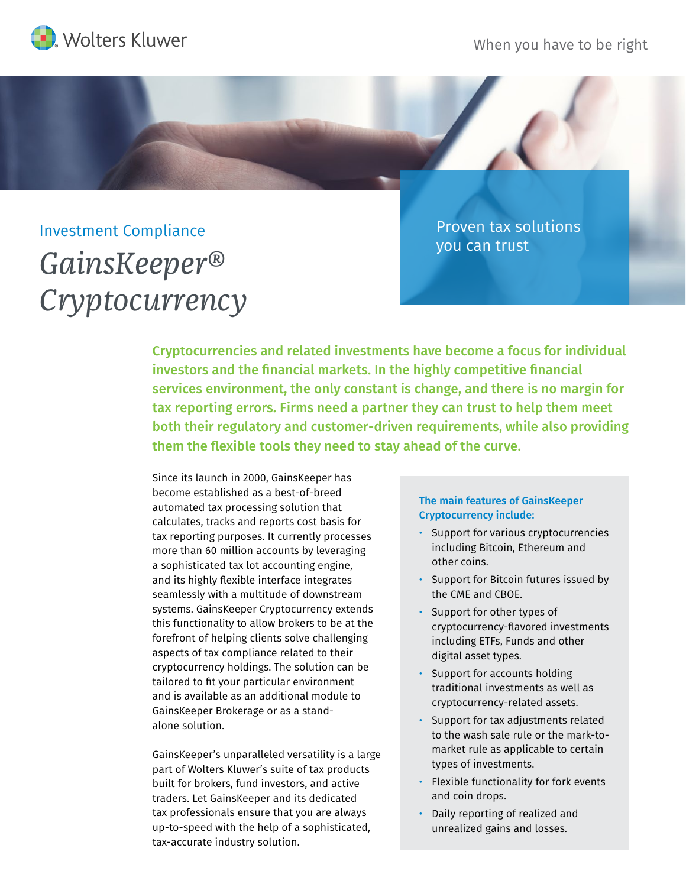Wolters Kluwer

When you have to be right

Investment Compliance

# *GainsKeeper® Cryptocurrency*

Proven tax solutions you can trust

**Cryptocurrencies and related investments have become a focus for individual investors and the financial markets. In the highly competitive financial services environment, the only constant is change, and there is no margin for tax reporting errors. Firms need a partner they can trust to help them meet both their regulatory and customer-driven requirements, while also providing them the flexible tools they need to stay ahead of the curve.**

Since its launch in 2000, GainsKeeper has become established as a best-of-breed automated tax processing solution that calculates, tracks and reports cost basis for tax reporting purposes. It currently processes more than 60 million accounts by leveraging a sophisticated tax lot accounting engine, and its highly flexible interface integrates seamlessly with a multitude of downstream systems. GainsKeeper Cryptocurrency extends this functionality to allow brokers to be at the forefront of helping clients solve challenging aspects of tax compliance related to their cryptocurrency holdings. The solution can be tailored to fit your particular environment and is available as an additional module to GainsKeeper Brokerage or as a stand-alone solution.

GainsKeeper's unparalleled versatility is a large part of Wolters Kluwer's suite of tax products built for brokers, fund investors, and active traders. Let GainsKeeper and its dedicated tax professionals ensure that you are always up-to-speed with the help of a sophisticated, tax-accurate industry solution.

**The main features of GainsKeeper Cryptocurrency include:**

- Support for various cryptocurrencies including Bitcoin, Ethereum and other coins.
- Support for Bitcoin futures issued by the CME and CBOE.
- Support for other types of cryptocurrency-flavored investments including ETFs, Funds and other digital asset types.
- Support for accounts holding traditional investments as well as cryptocurrency-related assets.
- Support for tax adjustments related to the wash sale rule or the mark-to-market rule as applicable to certain types of investments.
- Flexible functionality for fork events and coin drops.
- Daily reporting of realized and unrealized gains and losses.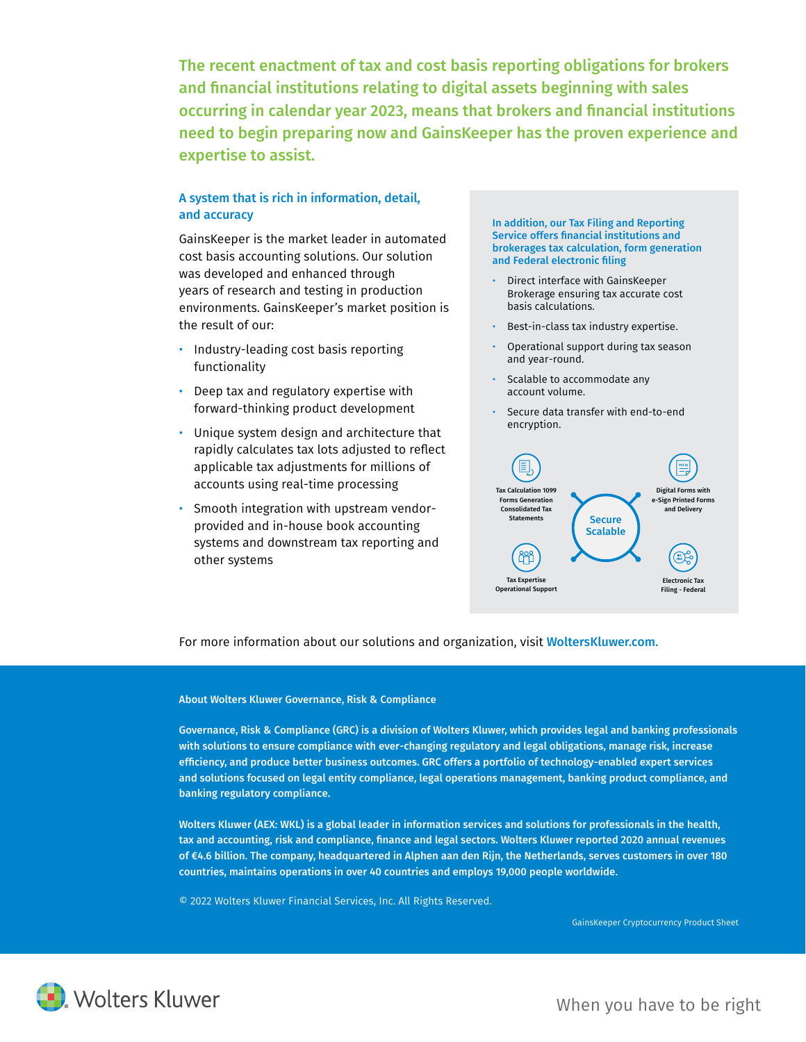**The recent enactment of tax and cost basis reporting obligations for brokers and financial institutions relating to digital assets beginning with sales occurring in calendar year 2023, means that brokers and financial institutions need to begin preparing now and GainsKeeper has the proven experience and expertise to assist.**

### A system that is rich in information, detail, and accuracy

GainsKeeper is the market leader in automated cost basis accounting solutions. Our solution was developed and enhanced through years of research and testing in production environments. GainsKeeper's market position is the result of our:

- Industry-leading cost basis reporting functionality
- Deep tax and regulatory expertise with forward-thinking product development
- Unique system design and architecture that rapidly calculates tax lots adjusted to reflect applicable tax adjustments for millions of accounts using real-time processing
- Smooth integration with upstream vendor-provided and in-house book accounting systems and downstream tax reporting and other systems

### In addition, our Tax Filing and Reporting Service offers financial institutions and brokerages tax calculation, form generation and Federal electronic filing

- Direct interface with GainsKeeper Brokerage ensuring tax accurate cost basis calculations.
- Best-in-class tax industry expertise.
- Operational support during tax season and year-round.
- Scalable to accommodate any account volume.
- Secure data transfer with end-to-end encryption.

Tax Calculation 1099 Forms Generation Consolidated Tax Statements

Digital Forms with e-Sign Printed Forms and Delivery

Secure Scalable

Tax Expertise Operational Support

Electronic Tax Filing - Federal

For more information about our solutions and organization, visit **WoltersKluwer.com.**

**About Wolters Kluwer Governance, Risk & Compliance**

**Governance, Risk & Compliance (GRC) is a division of Wolters Kluwer, which provides legal and banking professionals with solutions to ensure compliance with ever-changing regulatory and legal obligations, manage risk, increase efficiency, and produce better business outcomes. GRC offers a portfolio of technology-enabled expert services and solutions focused on legal entity compliance, legal operations management, banking product compliance, and banking regulatory compliance.**

**Wolters Kluwer (AEX: WKL) is a global leader in information services and solutions for professionals in the health, tax and accounting, risk and compliance, finance and legal sectors. Wolters Kluwer reported 2020 annual revenues of €4.6 billion. The company, headquartered in Alphen aan den Rijn, the Netherlands, serves customers in over 180 countries, maintains operations in over 40 countries and employs 19,000 people worldwide.**

© 2022 Wolters Kluwer Financial Services, Inc. All Rights Reserved.

GainsKeeper Cryptocurrency Product Sheet

Wolters Kluwer

When you have to be right